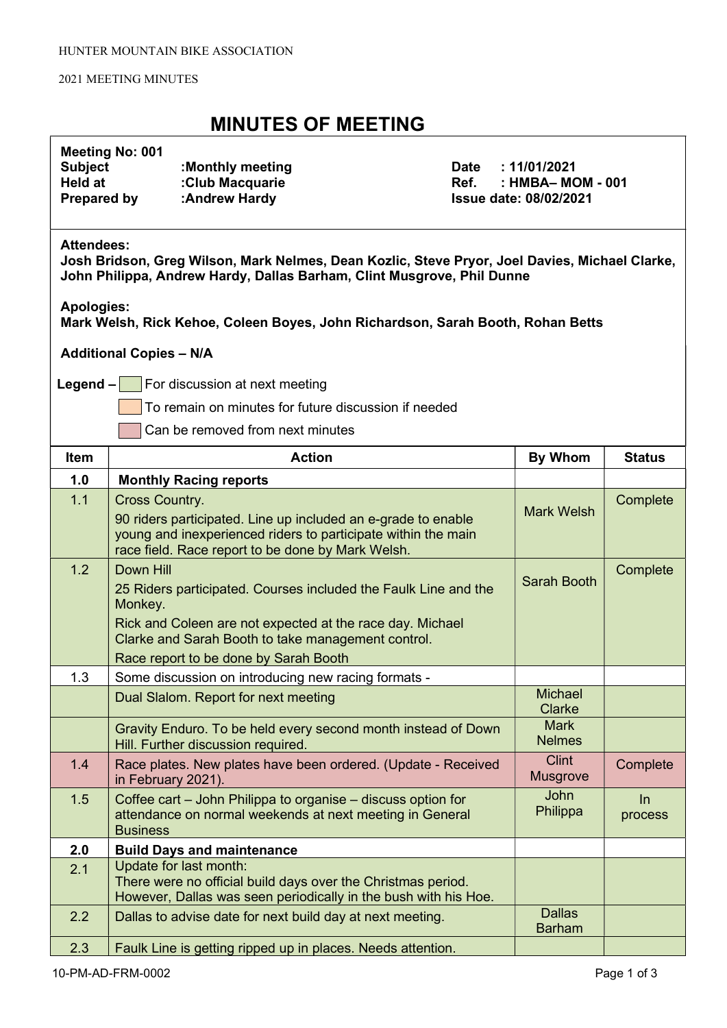HUNTER MOUNTAIN BIKE ASSOCIATION

2021 MEETING MINUTES

# MINUTES OF MEETING

**Meeting No: 001**
**Subject** :**Monthly meeting**
**Held at** :**Club Macquarie**
**Prepared by** :**Andrew Hardy**

**Date** : **11/01/2021**
**Ref.** : **HMBA– MOM - 001**
**Issue date: 08/02/2021**

**Attendees:**
**Josh Bridson, Greg Wilson, Mark Nelmes, Dean Kozlic, Steve Pryor, Joel Davies, Michael Clarke, John Philippa, Andrew Hardy, Dallas Barham, Clint Musgrove, Phil Dunne**

**Apologies:**
**Mark Welsh, Rick Kehoe, Coleen Boyes, John Richardson, Sarah Booth, Rohan Betts**

**Additional Copies – N/A**

**Legend –**
- For discussion at next meeting
- To remain on minutes for future discussion if needed
- Can be removed from next minutes

| Item | Action | By Whom | Status |
|---|---|---|---|
| **1.0** | **Monthly Racing reports** | | |
| 1.1 | Cross Country. 90 riders participated. Line up included an e-grade to enable young and inexperienced riders to participate within the main race field. Race report to be done by Mark Welsh. | Mark Welsh | Complete |
| 1.2 | Down Hill 25 Riders participated. Courses included the Faulk Line and the Monkey. Rick and Coleen are not expected at the race day. Michael Clarke and Sarah Booth to take management control. Race report to be done by Sarah Booth | Sarah Booth | Complete |
| 1.3 | Some discussion on introducing new racing formats - | | |
| | Dual Slalom. Report for next meeting | Michael Clarke | |
| | Gravity Enduro. To be held every second month instead of Down Hill. Further discussion required. | Mark Nelmes | |
| 1.4 | Race plates. New plates have been ordered. (Update - Received in February 2021). | Clint Musgrove | Complete |
| 1.5 | Coffee cart – John Philippa to organise – discuss option for attendance on normal weekends at next meeting in General Business | John Philippa | In process |
| **2.0** | **Build Days and maintenance** | | |
| 2.1 | Update for last month: There were no official build days over the Christmas period. However, Dallas was seen periodically in the bush with his Hoe. | | |
| 2.2 | Dallas to advise date for next build day at next meeting. | Dallas Barham | |
| 2.3 | Faulk Line is getting ripped up in places. Needs attention. | | |

10-PM-AD-FRM-0002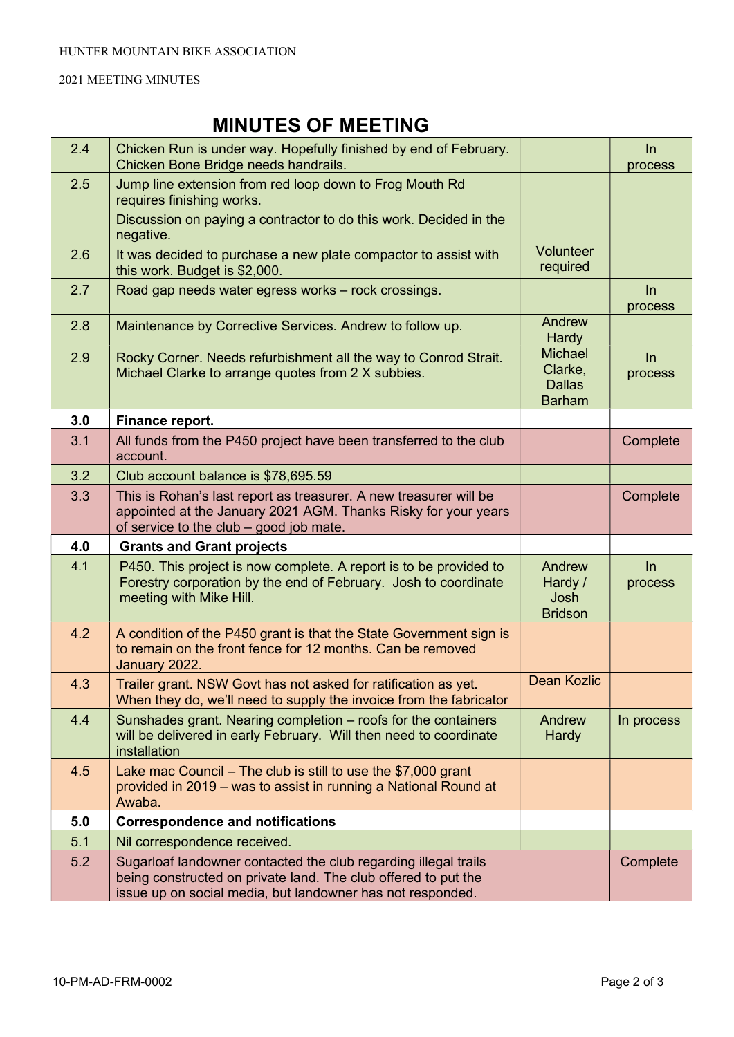## MINUTES OF MEETING

| | | | |
|---|---|---|---|
| 2.4 | Chicken Run is under way. Hopefully finished by end of February. Chicken Bone Bridge needs handrails. | | In process |
| 2.5 | Jump line extension from red loop down to Frog Mouth Rd requires finishing works.<br>Discussion on paying a contractor to do this work. Decided in the negative. | | |
| 2.6 | It was decided to purchase a new plate compactor to assist with this work. Budget is $2,000. | Volunteer required | |
| 2.7 | Road gap needs water egress works – rock crossings. | | In process |
| 2.8 | Maintenance by Corrective Services. Andrew to follow up. | Andrew Hardy | |
| 2.9 | Rocky Corner. Needs refurbishment all the way to Conrod Strait. Michael Clarke to arrange quotes from 2 X subbies. | Michael Clarke, Dallas Barham | In process |
| **3.0** | **Finance report.** | | |
| 3.1 | All funds from the P450 project have been transferred to the club account. | | Complete |
| 3.2 | Club account balance is $78,695.59 | | |
| 3.3 | This is Rohan's last report as treasurer. A new treasurer will be appointed at the January 2021 AGM. Thanks Risky for your years of service to the club – good job mate. | | Complete |
| **4.0** | **Grants and Grant projects** | | |
| 4.1 | P450. This project is now complete. A report is to be provided to Forestry corporation by the end of February. Josh to coordinate meeting with Mike Hill. | Andrew Hardy / Josh Bridson | In process |
| 4.2 | A condition of the P450 grant is that the State Government sign is to remain on the front fence for 12 months. Can be removed January 2022. | | |
| 4.3 | Trailer grant. NSW Govt has not asked for ratification as yet. When they do, we'll need to supply the invoice from the fabricator | Dean Kozlic | |
| 4.4 | Sunshades grant. Nearing completion – roofs for the containers will be delivered in early February. Will then need to coordinate installation | Andrew Hardy | In process |
| 4.5 | Lake mac Council – The club is still to use the $7,000 grant provided in 2019 – was to assist in running a National Round at Awaba. | | |
| **5.0** | **Correspondence and notifications** | | |
| 5.1 | Nil correspondence received. | | |
| 5.2 | Sugarloaf landowner contacted the club regarding illegal trails being constructed on private land. The club offered to put the issue up on social media, but landowner has not responded. | | Complete |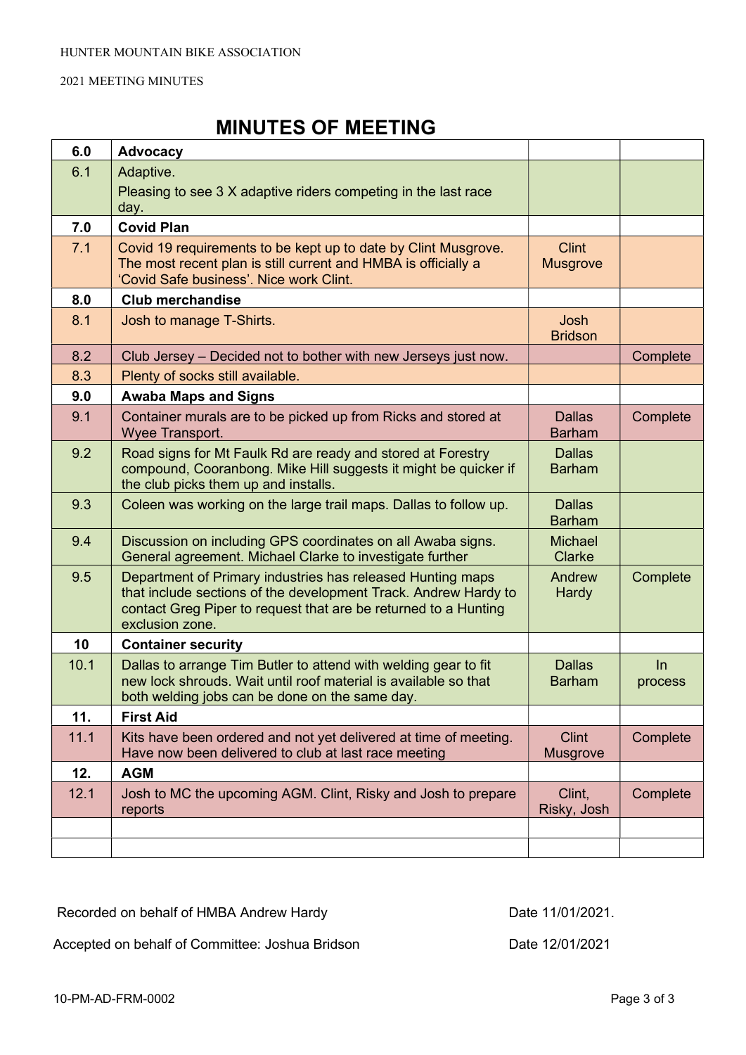HUNTER MOUNTAIN BIKE ASSOCIATION

2021 MEETING MINUTES

# MINUTES OF MEETING

| | | | |
|---|---|---|---|
| **6.0** | **Advocacy** | | |
| 6.1 | Adaptive.<br>Pleasing to see 3 X adaptive riders competing in the last race day. | | |
| **7.0** | **Covid Plan** | | |
| 7.1 | Covid 19 requirements to be kept up to date by Clint Musgrove. The most recent plan is still current and HMBA is officially a 'Covid Safe business'. Nice work Clint. | Clint Musgrove | |
| **8.0** | **Club merchandise** | | |
| 8.1 | Josh to manage T-Shirts. | Josh Bridson | |
| 8.2 | Club Jersey – Decided not to bother with new Jerseys just now. | | Complete |
| 8.3 | Plenty of socks still available. | | |
| **9.0** | **Awaba Maps and Signs** | | |
| 9.1 | Container murals are to be picked up from Ricks and stored at Wyee Transport. | Dallas Barham | Complete |
| 9.2 | Road signs for Mt Faulk Rd are ready and stored at Forestry compound, Cooranbong. Mike Hill suggests it might be quicker if the club picks them up and installs. | Dallas Barham | |
| 9.3 | Coleen was working on the large trail maps. Dallas to follow up. | Dallas Barham | |
| 9.4 | Discussion on including GPS coordinates on all Awaba signs. General agreement. Michael Clarke to investigate further | Michael Clarke | |
| 9.5 | Department of Primary industries has released Hunting maps that include sections of the development Track. Andrew Hardy to contact Greg Piper to request that are be returned to a Hunting exclusion zone. | Andrew Hardy | Complete |
| **10** | **Container security** | | |
| 10.1 | Dallas to arrange Tim Butler to attend with welding gear to fit new lock shrouds. Wait until roof material is available so that both welding jobs can be done on the same day. | Dallas Barham | In process |
| **11.** | **First Aid** | | |
| 11.1 | Kits have been ordered and not yet delivered at time of meeting. Have now been delivered to club at last race meeting | Clint Musgrove | Complete |
| **12.** | **AGM** | | |
| 12.1 | Josh to MC the upcoming AGM. Clint, Risky and Josh to prepare reports | Clint, Risky, Josh | Complete |
| | | | |
| | | | |

Recorded on behalf of HMBA Andrew Hardy — Date 11/01/2021.

Accepted on behalf of Committee: Joshua Bridson — Date 12/01/2021

10-PM-AD-FRM-0002